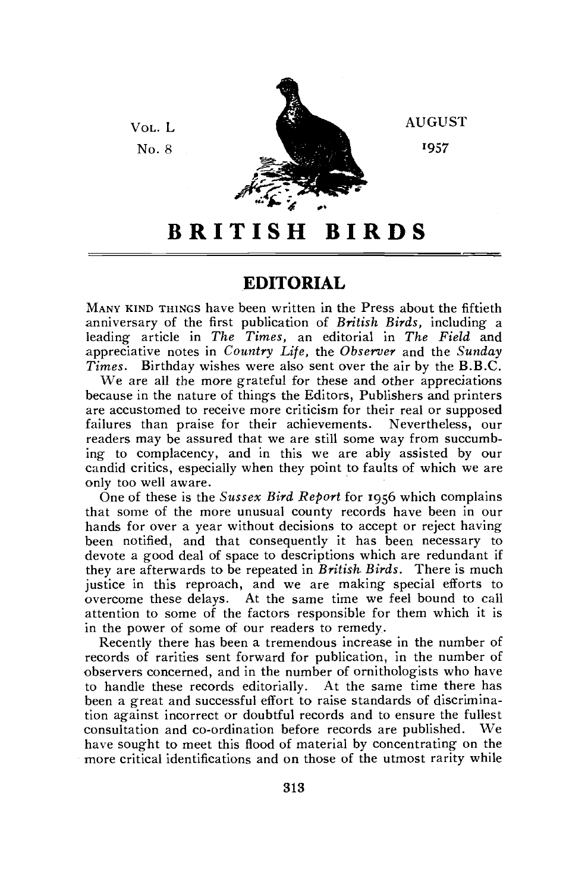Vol. L
No. 8

AUGUST
1957

# BRITISH BIRDS

## EDITORIAL

Many kind things have been written in the Press about the fiftieth anniversary of the first publication of *British Birds*, including a leading article in *The Times*, an editorial in *The Field* and appreciative notes in *Country Life*, the *Observer* and the *Sunday Times*. Birthday wishes were also sent over the air by the B.B.C.

We are all the more grateful for these and other appreciations because in the nature of things the Editors, Publishers and printers are accustomed to receive more criticism for their real or supposed failures than praise for their achievements. Nevertheless, our readers may be assured that we are still some way from succumbing to complacency, and in this we are ably assisted by our candid critics, especially when they point to faults of which we are only too well aware.

One of these is the *Sussex Bird Report* for 1956 which complains that some of the more unusual county records have been in our hands for over a year without decisions to accept or reject having been notified, and that consequently it has been necessary to devote a good deal of space to descriptions which are redundant if they are afterwards to be repeated in *British Birds*. There is much justice in this reproach, and we are making special efforts to overcome these delays. At the same time we feel bound to call attention to some of the factors responsible for them which it is in the power of some of our readers to remedy.

Recently there has been a tremendous increase in the number of records of rarities sent forward for publication, in the number of observers concerned, and in the number of ornithologists who have to handle these records editorially. At the same time there has been a great and successful effort to raise standards of discrimination against incorrect or doubtful records and to ensure the fullest consultation and co-ordination before records are published. We have sought to meet this flood of material by concentrating on the more critical identifications and on those of the utmost rarity while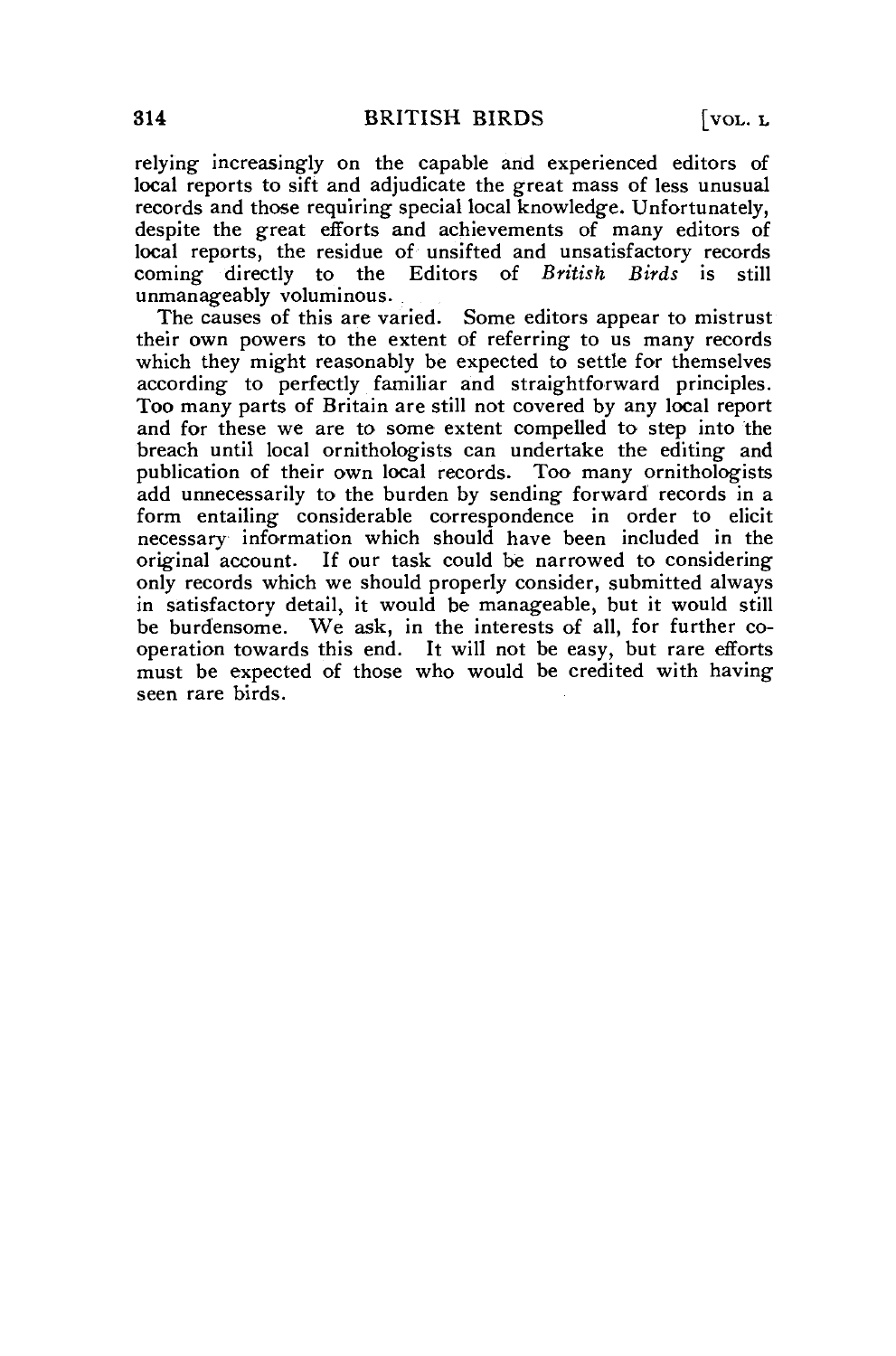relying increasingly on the capable and experienced editors of local reports to sift and adjudicate the great mass of less unusual records and those requiring special local knowledge. Unfortunately, despite the great efforts and achievements of many editors of local reports, the residue of unsifted and unsatisfactory records coming directly to the Editors of *British Birds* is still unmanageably voluminous.

The causes of this are varied. Some editors appear to mistrust their own powers to the extent of referring to us many records which they might reasonably be expected to settle for themselves according to perfectly familiar and straightforward principles. Too many parts of Britain are still not covered by any local report and for these we are to some extent compelled to step into the breach until local ornithologists can undertake the editing and publication of their own local records. Too many ornithologists add unnecessarily to the burden by sending forward records in a form entailing considerable correspondence in order to elicit necessary information which should have been included in the original account. If our task could be narrowed to considering only records which we should properly consider, submitted always in satisfactory detail, it would be manageable, but it would still be burdensome. We ask, in the interests of all, for further co-operation towards this end. It will not be easy, but rare efforts must be expected of those who would be credited with having seen rare birds.